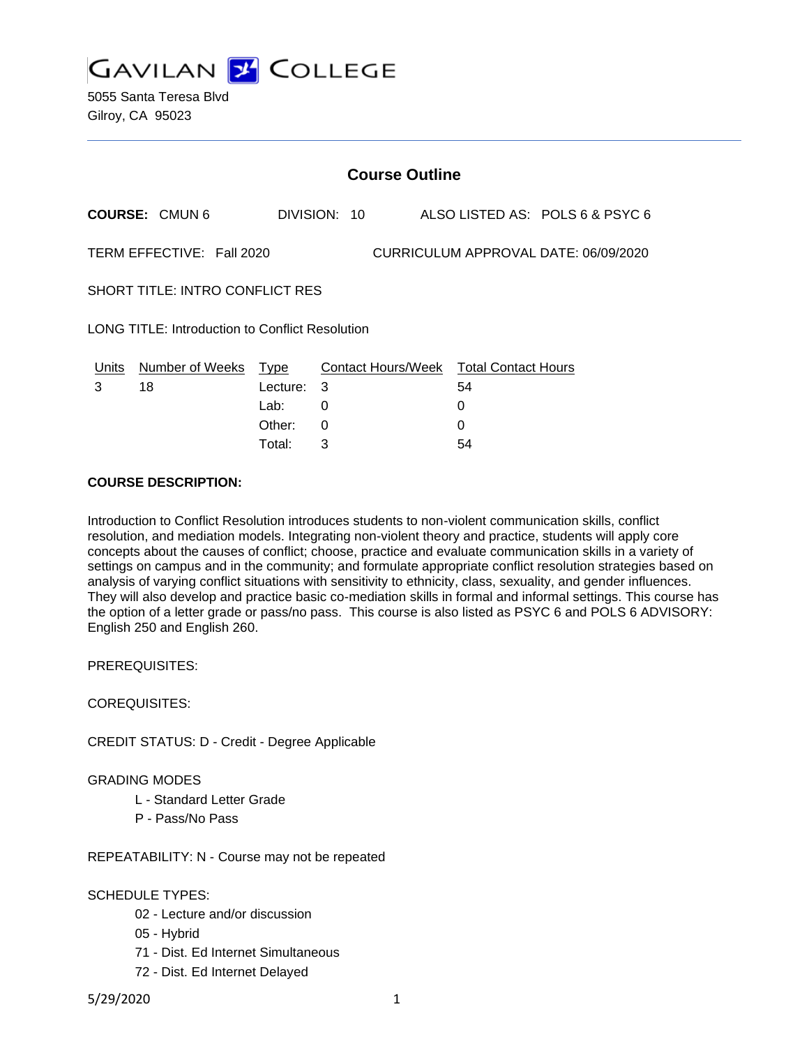# GAVILAN COLLEGE

5055 Santa Teresa Blvd
Gilroy, CA 95023

## Course Outline

**COURSE:** CMUN 6 DIVISION: 10 ALSO LISTED AS: POLS 6 & PSYC 6

TERM EFFECTIVE: Fall 2020 CURRICULUM APPROVAL DATE: 06/09/2020

SHORT TITLE: INTRO CONFLICT RES

LONG TITLE: Introduction to Conflict Resolution

| Units | Number of Weeks | Type | Contact Hours/Week | Total Contact Hours |
|---|---|---|---|---|
| 3 | 18 | Lecture: | 3 | 54 |
| | | Lab: | 0 | 0 |
| | | Other: | 0 | 0 |
| | | Total: | 3 | 54 |

**COURSE DESCRIPTION:**

Introduction to Conflict Resolution introduces students to non-violent communication skills, conflict resolution, and mediation models. Integrating non-violent theory and practice, students will apply core concepts about the causes of conflict; choose, practice and evaluate communication skills in a variety of settings on campus and in the community; and formulate appropriate conflict resolution strategies based on analysis of varying conflict situations with sensitivity to ethnicity, class, sexuality, and gender influences. They will also develop and practice basic co-mediation skills in formal and informal settings. This course has the option of a letter grade or pass/no pass. This course is also listed as PSYC 6 and POLS 6 ADVISORY: English 250 and English 260.

PREREQUISITES:

COREQUISITES:

CREDIT STATUS: D - Credit - Degree Applicable

GRADING MODES

- L - Standard Letter Grade
- P - Pass/No Pass

REPEATABILITY: N - Course may not be repeated

SCHEDULE TYPES:

- 02 - Lecture and/or discussion
- 05 - Hybrid
- 71 - Dist. Ed Internet Simultaneous
- 72 - Dist. Ed Internet Delayed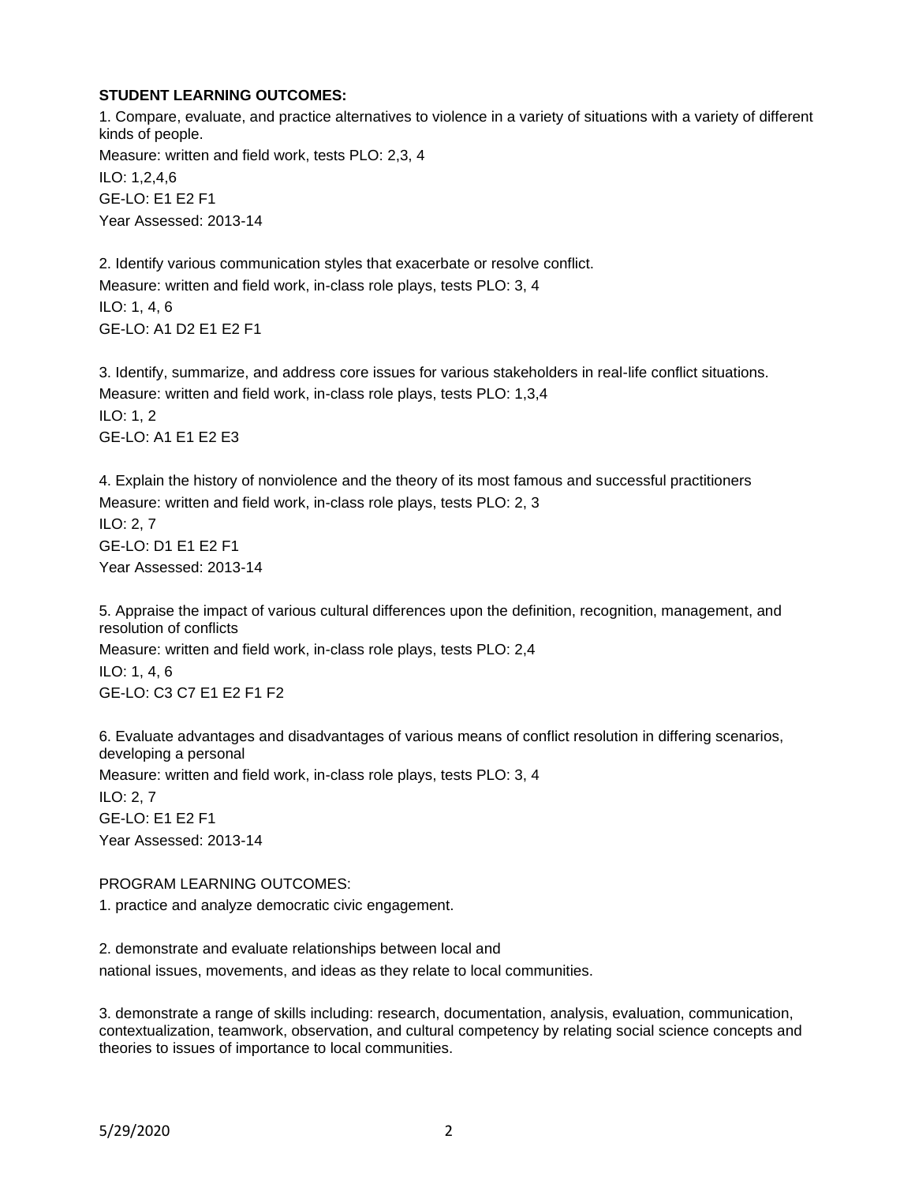**STUDENT LEARNING OUTCOMES:**

1. Compare, evaluate, and practice alternatives to violence in a variety of situations with a variety of different kinds of people.
Measure: written and field work, tests PLO: 2,3, 4
ILO: 1,2,4,6
GE-LO: E1 E2 F1
Year Assessed: 2013-14

2. Identify various communication styles that exacerbate or resolve conflict.
Measure: written and field work, in-class role plays, tests PLO: 3, 4
ILO: 1, 4, 6
GE-LO: A1 D2 E1 E2 F1

3. Identify, summarize, and address core issues for various stakeholders in real-life conflict situations.
Measure: written and field work, in-class role plays, tests PLO: 1,3,4
ILO: 1, 2
GE-LO: A1 E1 E2 E3

4. Explain the history of nonviolence and the theory of its most famous and successful practitioners
Measure: written and field work, in-class role plays, tests PLO: 2, 3
ILO: 2, 7
GE-LO: D1 E1 E2 F1
Year Assessed: 2013-14

5. Appraise the impact of various cultural differences upon the definition, recognition, management, and resolution of conflicts
Measure: written and field work, in-class role plays, tests PLO: 2,4
ILO: 1, 4, 6
GE-LO: C3 C7 E1 E2 F1 F2

6. Evaluate advantages and disadvantages of various means of conflict resolution in differing scenarios, developing a personal
Measure: written and field work, in-class role plays, tests PLO: 3, 4
ILO: 2, 7
GE-LO: E1 E2 F1
Year Assessed: 2013-14

PROGRAM LEARNING OUTCOMES:

1. practice and analyze democratic civic engagement.

2. demonstrate and evaluate relationships between local and
national issues, movements, and ideas as they relate to local communities.

3. demonstrate a range of skills including: research, documentation, analysis, evaluation, communication, contextualization, teamwork, observation, and cultural competency by relating social science concepts and theories to issues of importance to local communities.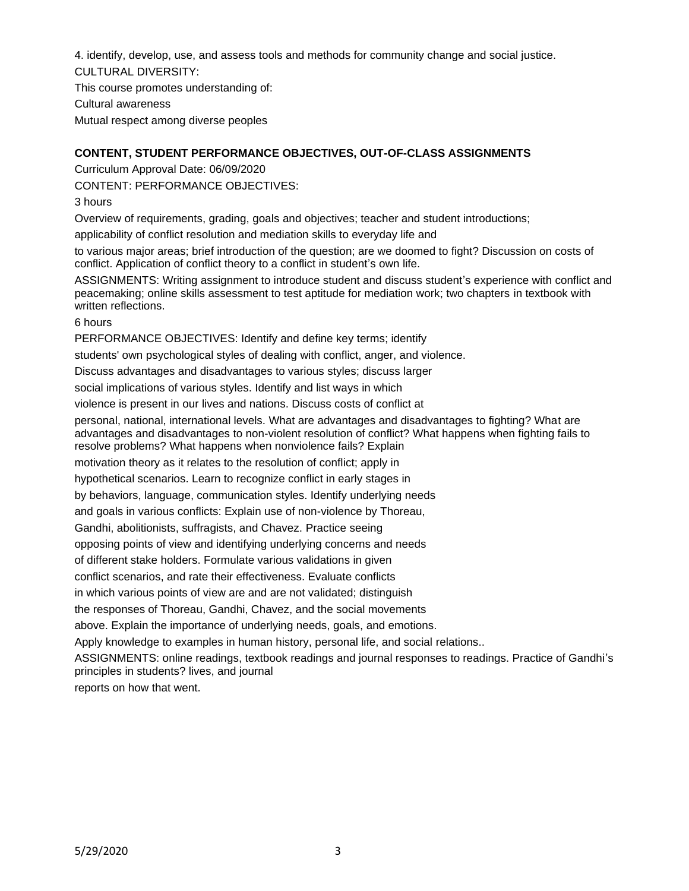4. identify, develop, use, and assess tools and methods for community change and social justice.

CULTURAL DIVERSITY:

This course promotes understanding of:

Cultural awareness

Mutual respect among diverse peoples

**CONTENT, STUDENT PERFORMANCE OBJECTIVES, OUT-OF-CLASS ASSIGNMENTS**

Curriculum Approval Date: 06/09/2020

CONTENT: PERFORMANCE OBJECTIVES:

3 hours

Overview of requirements, grading, goals and objectives; teacher and student introductions; applicability of conflict resolution and mediation skills to everyday life and to various major areas; brief introduction of the question; are we doomed to fight? Discussion on costs of conflict. Application of conflict theory to a conflict in student's own life.

ASSIGNMENTS: Writing assignment to introduce student and discuss student's experience with conflict and peacemaking; online skills assessment to test aptitude for mediation work; two chapters in textbook with written reflections.

6 hours

PERFORMANCE OBJECTIVES: Identify and define key terms; identify students' own psychological styles of dealing with conflict, anger, and violence. Discuss advantages and disadvantages to various styles; discuss larger social implications of various styles. Identify and list ways in which violence is present in our lives and nations. Discuss costs of conflict at personal, national, international levels. What are advantages and disadvantages to fighting? What are advantages and disadvantages to non-violent resolution of conflict? What happens when fighting fails to resolve problems? What happens when nonviolence fails? Explain motivation theory as it relates to the resolution of conflict; apply in hypothetical scenarios. Learn to recognize conflict in early stages in by behaviors, language, communication styles. Identify underlying needs and goals in various conflicts: Explain use of non-violence by Thoreau, Gandhi, abolitionists, suffragists, and Chavez. Practice seeing opposing points of view and identifying underlying concerns and needs of different stake holders. Formulate various validations in given conflict scenarios, and rate their effectiveness. Evaluate conflicts in which various points of view are and are not validated; distinguish the responses of Thoreau, Gandhi, Chavez, and the social movements above. Explain the importance of underlying needs, goals, and emotions. Apply knowledge to examples in human history, personal life, and social relations..

ASSIGNMENTS: online readings, textbook readings and journal responses to readings. Practice of Gandhi's principles in students? lives, and journal reports on how that went.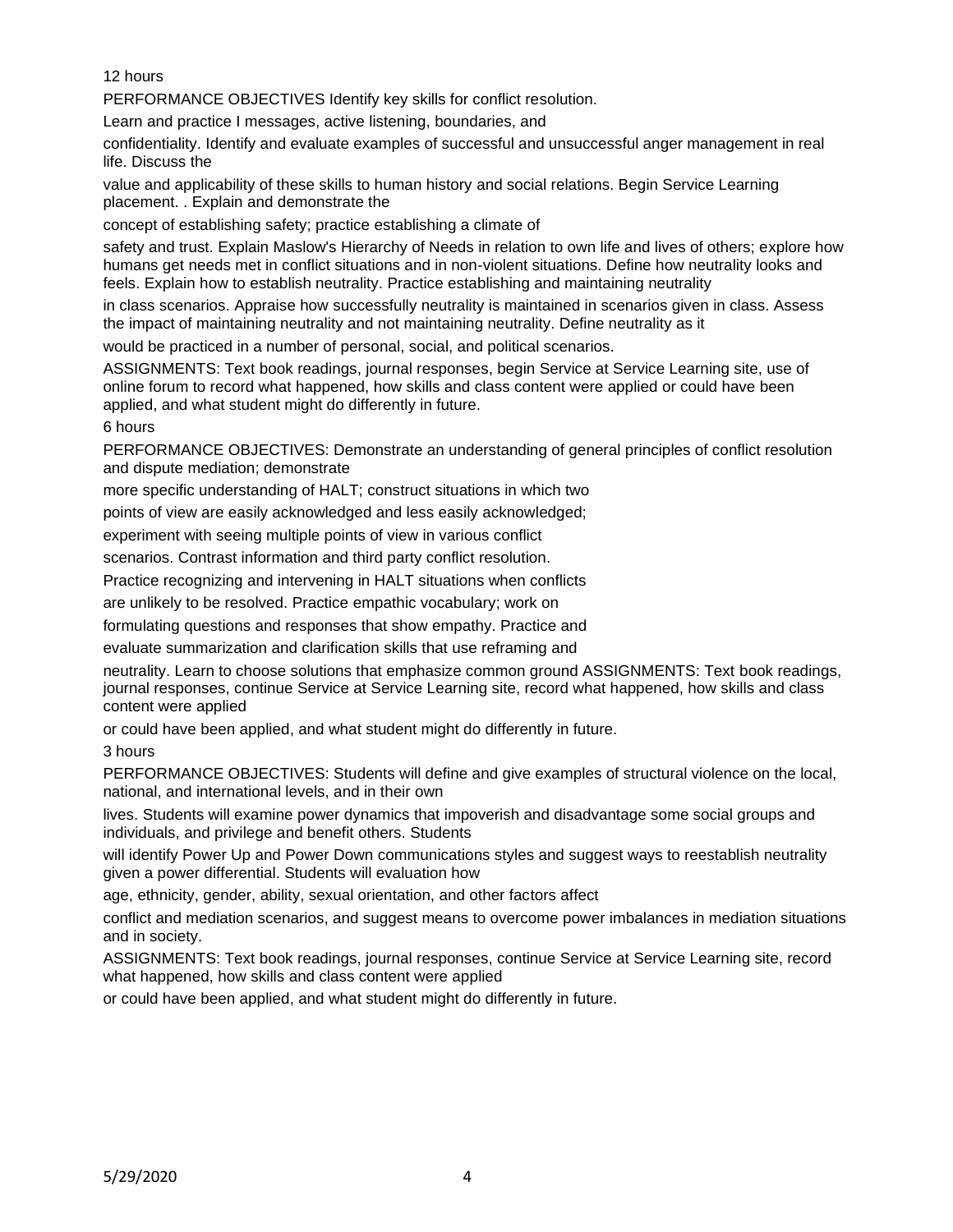12 hours

PERFORMANCE OBJECTIVES Identify key skills for conflict resolution. Learn and practice I messages, active listening, boundaries, and confidentiality. Identify and evaluate examples of successful and unsuccessful anger management in real life. Discuss the value and applicability of these skills to human history and social relations. Begin Service Learning placement. . Explain and demonstrate the concept of establishing safety; practice establishing a climate of safety and trust. Explain Maslow's Hierarchy of Needs in relation to own life and lives of others; explore how humans get needs met in conflict situations and in non-violent situations. Define how neutrality looks and feels. Explain how to establish neutrality. Practice establishing and maintaining neutrality in class scenarios. Appraise how successfully neutrality is maintained in scenarios given in class. Assess the impact of maintaining neutrality and not maintaining neutrality. Define neutrality as it would be practiced in a number of personal, social, and political scenarios.

ASSIGNMENTS: Text book readings, journal responses, begin Service at Service Learning site, use of online forum to record what happened, how skills and class content were applied or could have been applied, and what student might do differently in future.

6 hours

PERFORMANCE OBJECTIVES: Demonstrate an understanding of general principles of conflict resolution and dispute mediation; demonstrate more specific understanding of HALT; construct situations in which two points of view are easily acknowledged and less easily acknowledged; experiment with seeing multiple points of view in various conflict scenarios. Contrast information and third party conflict resolution. Practice recognizing and intervening in HALT situations when conflicts are unlikely to be resolved. Practice empathic vocabulary; work on formulating questions and responses that show empathy. Practice and evaluate summarization and clarification skills that use reframing and neutrality. Learn to choose solutions that emphasize common ground ASSIGNMENTS: Text book readings, journal responses, continue Service at Service Learning site, record what happened, how skills and class content were applied or could have been applied, and what student might do differently in future.

3 hours

PERFORMANCE OBJECTIVES: Students will define and give examples of structural violence on the local, national, and international levels, and in their own lives. Students will examine power dynamics that impoverish and disadvantage some social groups and individuals, and privilege and benefit others. Students will identify Power Up and Power Down communications styles and suggest ways to reestablish neutrality given a power differential. Students will evaluation how age, ethnicity, gender, ability, sexual orientation, and other factors affect conflict and mediation scenarios, and suggest means to overcome power imbalances in mediation situations and in society.

ASSIGNMENTS: Text book readings, journal responses, continue Service at Service Learning site, record what happened, how skills and class content were applied or could have been applied, and what student might do differently in future.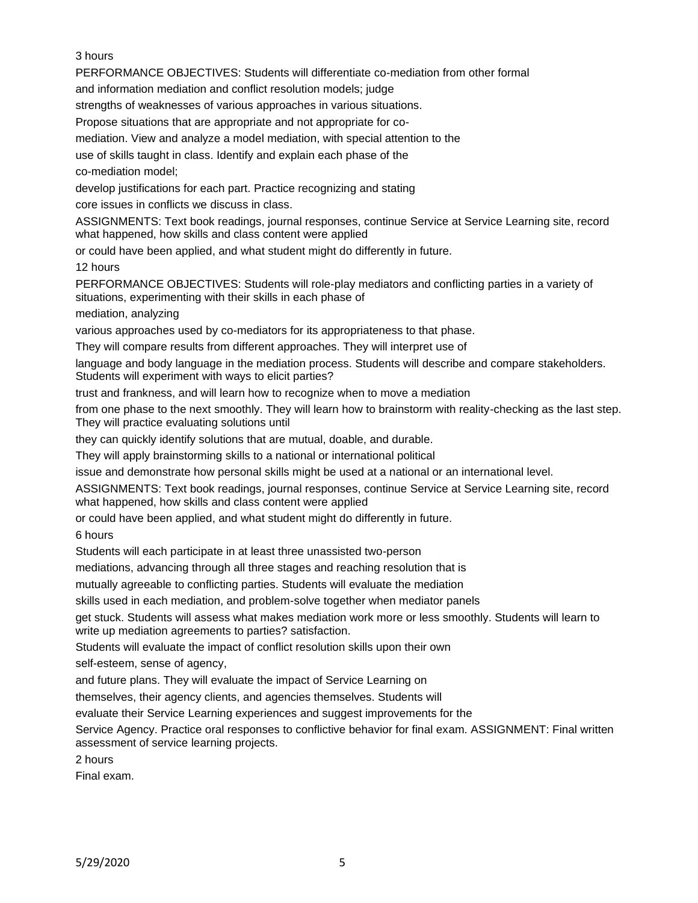3 hours

PERFORMANCE OBJECTIVES: Students will differentiate co-mediation from other formal and information mediation and conflict resolution models; judge strengths of weaknesses of various approaches in various situations. Propose situations that are appropriate and not appropriate for co-mediation. View and analyze a model mediation, with special attention to the use of skills taught in class. Identify and explain each phase of the co-mediation model; develop justifications for each part. Practice recognizing and stating core issues in conflicts we discuss in class.

ASSIGNMENTS: Text book readings, journal responses, continue Service at Service Learning site, record what happened, how skills and class content were applied or could have been applied, and what student might do differently in future.

12 hours

PERFORMANCE OBJECTIVES: Students will role-play mediators and conflicting parties in a variety of situations, experimenting with their skills in each phase of mediation, analyzing various approaches used by co-mediators for its appropriateness to that phase. They will compare results from different approaches. They will interpret use of language and body language in the mediation process. Students will describe and compare stakeholders. Students will experiment with ways to elicit parties? trust and frankness, and will learn how to recognize when to move a mediation from one phase to the next smoothly. They will learn how to brainstorm with reality-checking as the last step. They will practice evaluating solutions until they can quickly identify solutions that are mutual, doable, and durable. They will apply brainstorming skills to a national or international political issue and demonstrate how personal skills might be used at a national or an international level.

ASSIGNMENTS: Text book readings, journal responses, continue Service at Service Learning site, record what happened, how skills and class content were applied or could have been applied, and what student might do differently in future.

6 hours

Students will each participate in at least three unassisted two-person mediations, advancing through all three stages and reaching resolution that is mutually agreeable to conflicting parties. Students will evaluate the mediation skills used in each mediation, and problem-solve together when mediator panels get stuck. Students will assess what makes mediation work more or less smoothly. Students will learn to write up mediation agreements to parties? satisfaction. Students will evaluate the impact of conflict resolution skills upon their own self-esteem, sense of agency, and future plans. They will evaluate the impact of Service Learning on themselves, their agency clients, and agencies themselves. Students will evaluate their Service Learning experiences and suggest improvements for the Service Agency. Practice oral responses to conflictive behavior for final exam. ASSIGNMENT: Final written assessment of service learning projects.

2 hours

Final exam.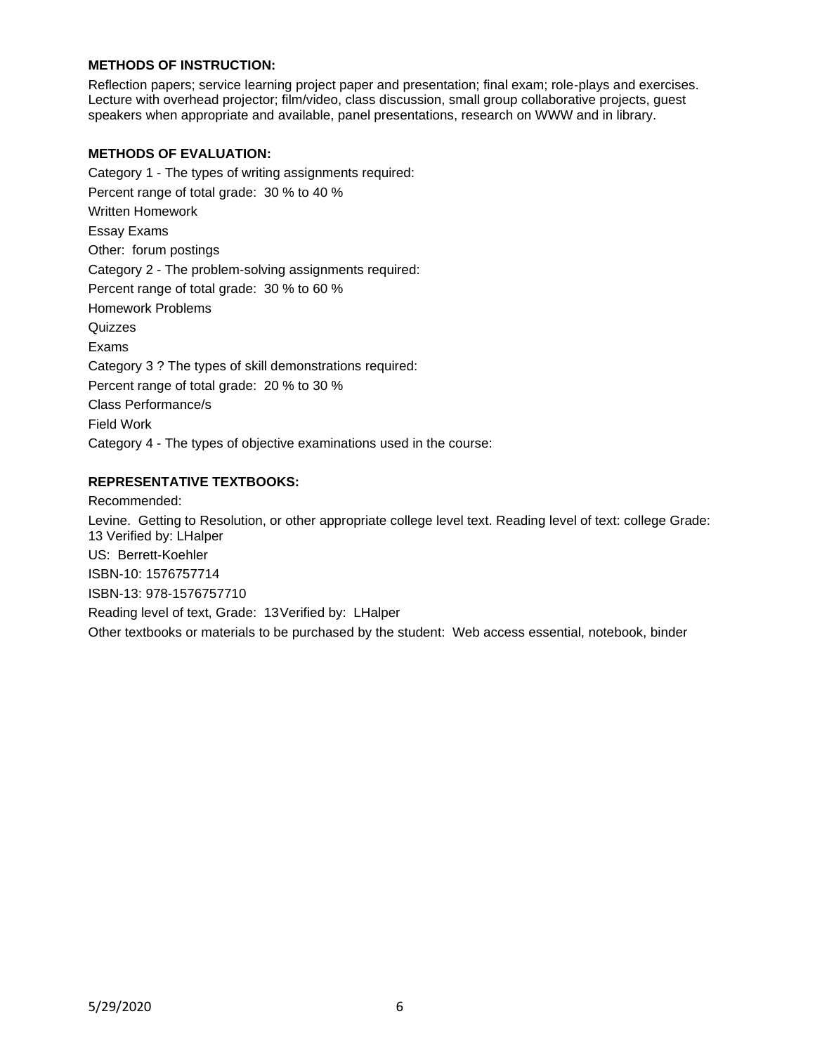**METHODS OF INSTRUCTION:**

Reflection papers; service learning project paper and presentation; final exam; role-plays and exercises. Lecture with overhead projector; film/video, class discussion, small group collaborative projects, guest speakers when appropriate and available, panel presentations, research on WWW and in library.

**METHODS OF EVALUATION:**

Category 1 - The types of writing assignments required:

Percent range of total grade: 30 % to 40 %

Written Homework

Essay Exams

Other: forum postings

Category 2 - The problem-solving assignments required:

Percent range of total grade: 30 % to 60 %

Homework Problems

Quizzes

Exams

Category 3 ? The types of skill demonstrations required:

Percent range of total grade: 20 % to 30 %

Class Performance/s

Field Work

Category 4 - The types of objective examinations used in the course:

**REPRESENTATIVE TEXTBOOKS:**

Recommended:

Levine. Getting to Resolution, or other appropriate college level text. Reading level of text: college Grade: 13 Verified by: LHalper

US: Berrett-Koehler

ISBN-10: 1576757714

ISBN-13: 978-1576757710

Reading level of text, Grade: 13Verified by: LHalper

Other textbooks or materials to be purchased by the student: Web access essential, notebook, binder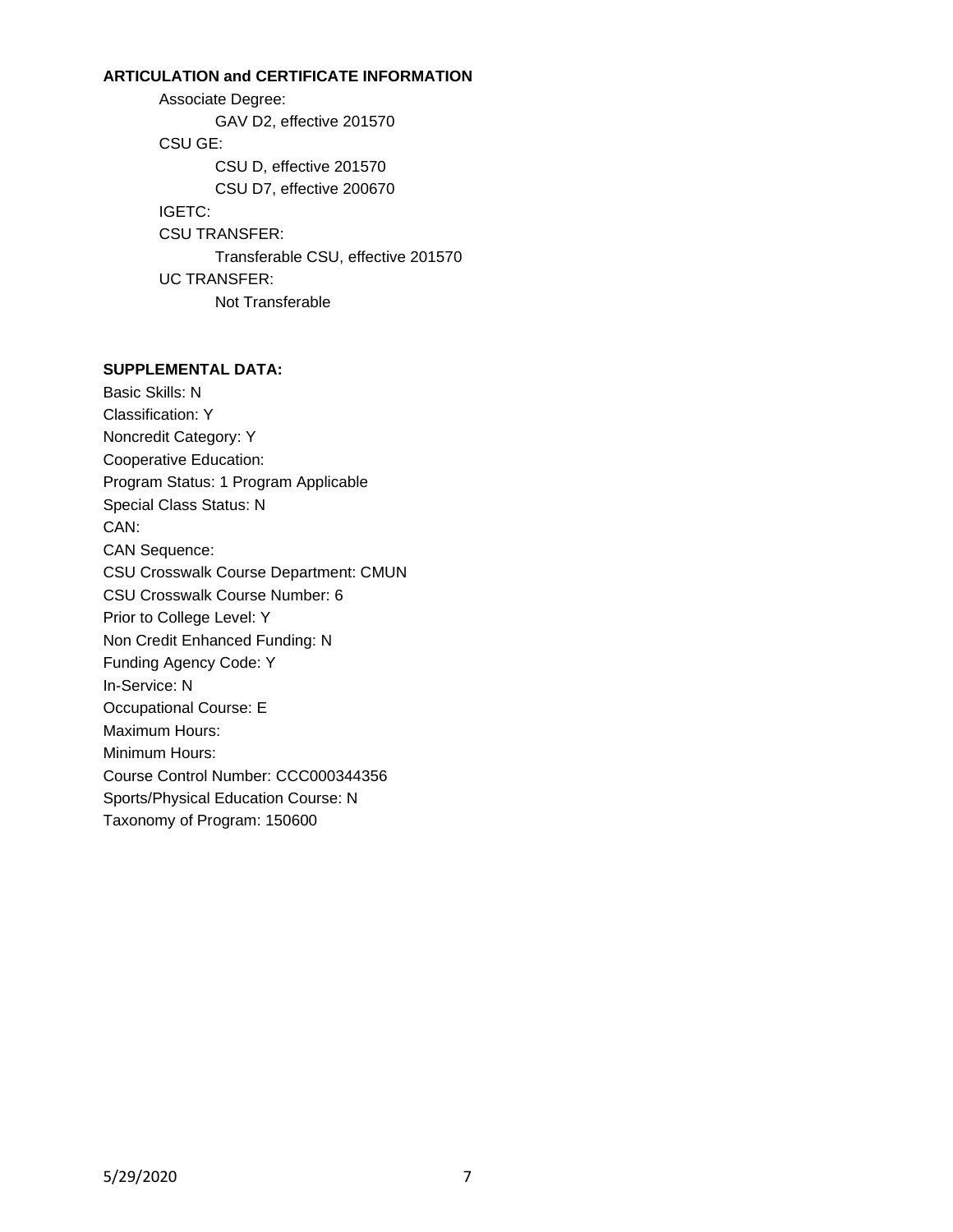**ARTICULATION and CERTIFICATE INFORMATION**

Associate Degree:

GAV D2, effective 201570

CSU GE:

CSU D, effective 201570

CSU D7, effective 200670

IGETC:

CSU TRANSFER:

Transferable CSU, effective 201570

UC TRANSFER:

Not Transferable

**SUPPLEMENTAL DATA:**

Basic Skills: N
Classification: Y
Noncredit Category: Y
Cooperative Education:
Program Status: 1 Program Applicable
Special Class Status: N
CAN:
CAN Sequence:
CSU Crosswalk Course Department: CMUN
CSU Crosswalk Course Number: 6
Prior to College Level: Y
Non Credit Enhanced Funding: N
Funding Agency Code: Y
In-Service: N
Occupational Course: E
Maximum Hours:
Minimum Hours:
Course Control Number: CCC000344356
Sports/Physical Education Course: N
Taxonomy of Program: 150600